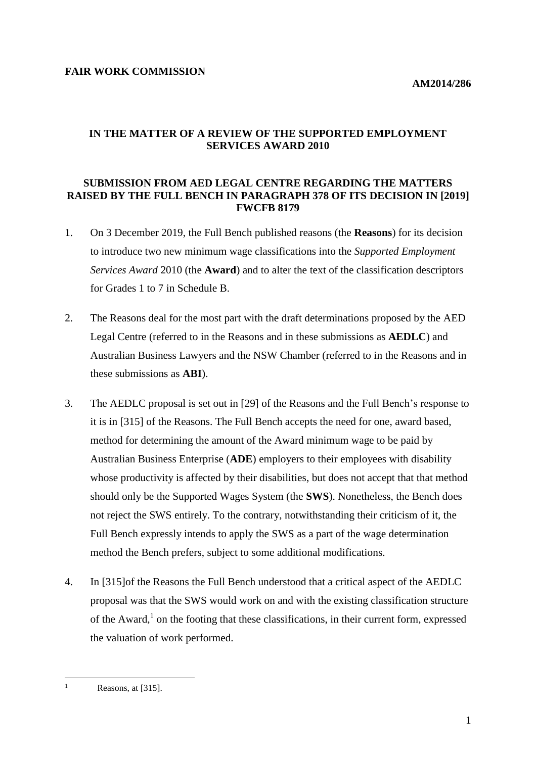**FAIR WORK COMMISSION**

**AM2014/286**

**IN THE MATTER OF A REVIEW OF THE SUPPORTED EMPLOYMENT SERVICES AWARD 2010**

**SUBMISSION FROM AED LEGAL CENTRE REGARDING THE MATTERS RAISED BY THE FULL BENCH IN PARAGRAPH 378 OF ITS DECISION IN [2019] FWCFB 8179**

1. On 3 December 2019, the Full Bench published reasons (the **Reasons**) for its decision to introduce two new minimum wage classifications into the *Supported Employment Services Award* 2010 (the **Award**) and to alter the text of the classification descriptors for Grades 1 to 7 in Schedule B.

2. The Reasons deal for the most part with the draft determinations proposed by the AED Legal Centre (referred to in the Reasons and in these submissions as **AEDLC**) and Australian Business Lawyers and the NSW Chamber (referred to in the Reasons and in these submissions as **ABI**).

3. The AEDLC proposal is set out in [29] of the Reasons and the Full Bench's response to it is in [315] of the Reasons. The Full Bench accepts the need for one, award based, method for determining the amount of the Award minimum wage to be paid by Australian Business Enterprise (**ADE**) employers to their employees with disability whose productivity is affected by their disabilities, but does not accept that that method should only be the Supported Wages System (the **SWS**). Nonetheless, the Bench does not reject the SWS entirely. To the contrary, notwithstanding their criticism of it, the Full Bench expressly intends to apply the SWS as a part of the wage determination method the Bench prefers, subject to some additional modifications.

4. In [315]of the Reasons the Full Bench understood that a critical aspect of the AEDLC proposal was that the SWS would work on and with the existing classification structure of the Award,[1] on the footing that these classifications, in their current form, expressed the valuation of work performed.

---

[1] Reasons, at [315].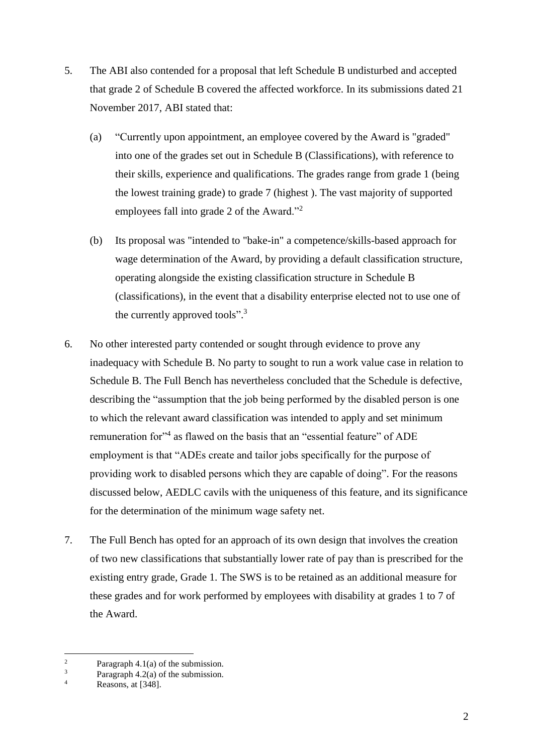5. The ABI also contended for a proposal that left Schedule B undisturbed and accepted that grade 2 of Schedule B covered the affected workforce. In its submissions dated 21 November 2017, ABI stated that:

   (a) "Currently upon appointment, an employee covered by the Award is "graded" into one of the grades set out in Schedule B (Classifications), with reference to their skills, experience and qualifications. The grades range from grade 1 (being the lowest training grade) to grade 7 (highest ). The vast majority of supported employees fall into grade 2 of the Award."[2]

   (b) Its proposal was "intended to "bake-in" a competence/skills-based approach for wage determination of the Award, by providing a default classification structure, operating alongside the existing classification structure in Schedule B (classifications), in the event that a disability enterprise elected not to use one of the currently approved tools".[3]

6. No other interested party contended or sought through evidence to prove any inadequacy with Schedule B. No party to sought to run a work value case in relation to Schedule B. The Full Bench has nevertheless concluded that the Schedule is defective, describing the "assumption that the job being performed by the disabled person is one to which the relevant award classification was intended to apply and set minimum remuneration for"[4] as flawed on the basis that an "essential feature" of ADE employment is that "ADEs create and tailor jobs specifically for the purpose of providing work to disabled persons which they are capable of doing". For the reasons discussed below, AEDLC cavils with the uniqueness of this feature, and its significance for the determination of the minimum wage safety net.

7. The Full Bench has opted for an approach of its own design that involves the creation of two new classifications that substantially lower rate of pay than is prescribed for the existing entry grade, Grade 1. The SWS is to be retained as an additional measure for these grades and for work performed by employees with disability at grades 1 to 7 of the Award.

---

[2] Paragraph 4.1(a) of the submission.

[3] Paragraph 4.2(a) of the submission.

[4] Reasons, at [348].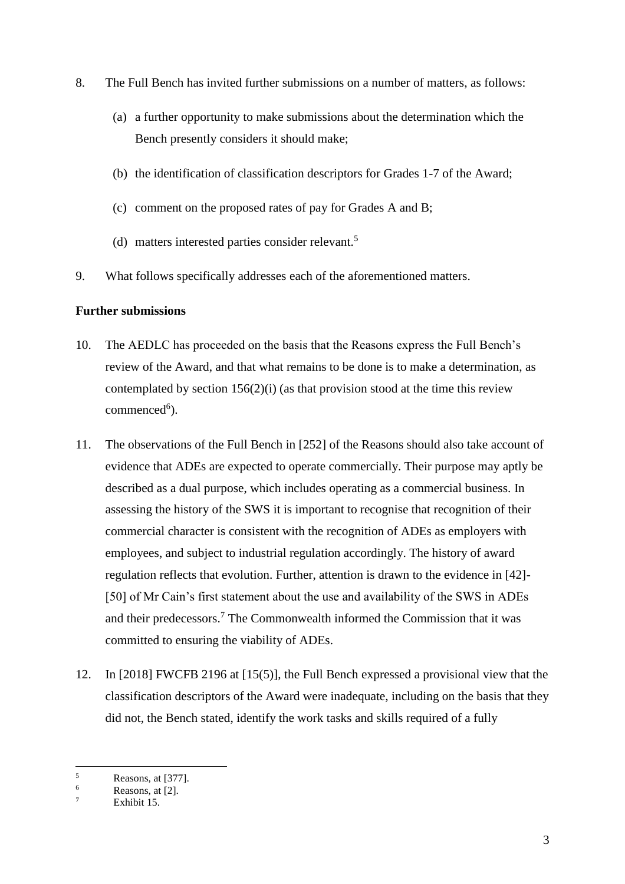8. The Full Bench has invited further submissions on a number of matters, as follows:

   (a) a further opportunity to make submissions about the determination which the Bench presently considers it should make;

   (b) the identification of classification descriptors for Grades 1-7 of the Award;

   (c) comment on the proposed rates of pay for Grades A and B;

   (d) matters interested parties consider relevant.[5]

9. What follows specifically addresses each of the aforementioned matters.

**Further submissions**

10. The AEDLC has proceeded on the basis that the Reasons express the Full Bench's review of the Award, and that what remains to be done is to make a determination, as contemplated by section 156(2)(i) (as that provision stood at the time this review commenced[6]).

11. The observations of the Full Bench in [252] of the Reasons should also take account of evidence that ADEs are expected to operate commercially. Their purpose may aptly be described as a dual purpose, which includes operating as a commercial business. In assessing the history of the SWS it is important to recognise that recognition of their commercial character is consistent with the recognition of ADEs as employers with employees, and subject to industrial regulation accordingly. The history of award regulation reflects that evolution. Further, attention is drawn to the evidence in [42]-[50] of Mr Cain's first statement about the use and availability of the SWS in ADEs and their predecessors.[7] The Commonwealth informed the Commission that it was committed to ensuring the viability of ADEs.

12. In [2018] FWCFB 2196 at [15(5)], the Full Bench expressed a provisional view that the classification descriptors of the Award were inadequate, including on the basis that they did not, the Bench stated, identify the work tasks and skills required of a fully

---

[5] Reasons, at [377].

[6] Reasons, at [2].

[7] Exhibit 15.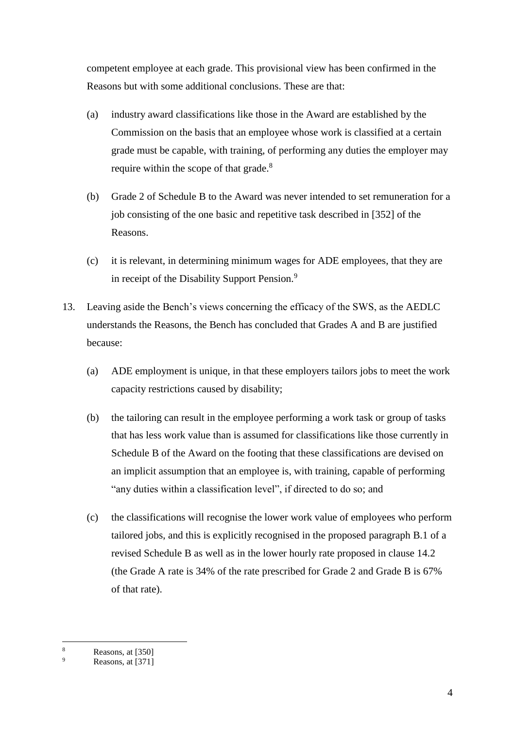competent employee at each grade. This provisional view has been confirmed in the Reasons but with some additional conclusions. These are that:

(a) industry award classifications like those in the Award are established by the Commission on the basis that an employee whose work is classified at a certain grade must be capable, with training, of performing any duties the employer may require within the scope of that grade.[8]

(b) Grade 2 of Schedule B to the Award was never intended to set remuneration for a job consisting of the one basic and repetitive task described in [352] of the Reasons.

(c) it is relevant, in determining minimum wages for ADE employees, that they are in receipt of the Disability Support Pension.[9]

13. Leaving aside the Bench's views concerning the efficacy of the SWS, as the AEDLC understands the Reasons, the Bench has concluded that Grades A and B are justified because:

(a) ADE employment is unique, in that these employers tailors jobs to meet the work capacity restrictions caused by disability;

(b) the tailoring can result in the employee performing a work task or group of tasks that has less work value than is assumed for classifications like those currently in Schedule B of the Award on the footing that these classifications are devised on an implicit assumption that an employee is, with training, capable of performing "any duties within a classification level", if directed to do so; and

(c) the classifications will recognise the lower work value of employees who perform tailored jobs, and this is explicitly recognised in the proposed paragraph B.1 of a revised Schedule B as well as in the lower hourly rate proposed in clause 14.2 (the Grade A rate is 34% of the rate prescribed for Grade 2 and Grade B is 67% of that rate).

---

[8] Reasons, at [350]

[9] Reasons, at [371]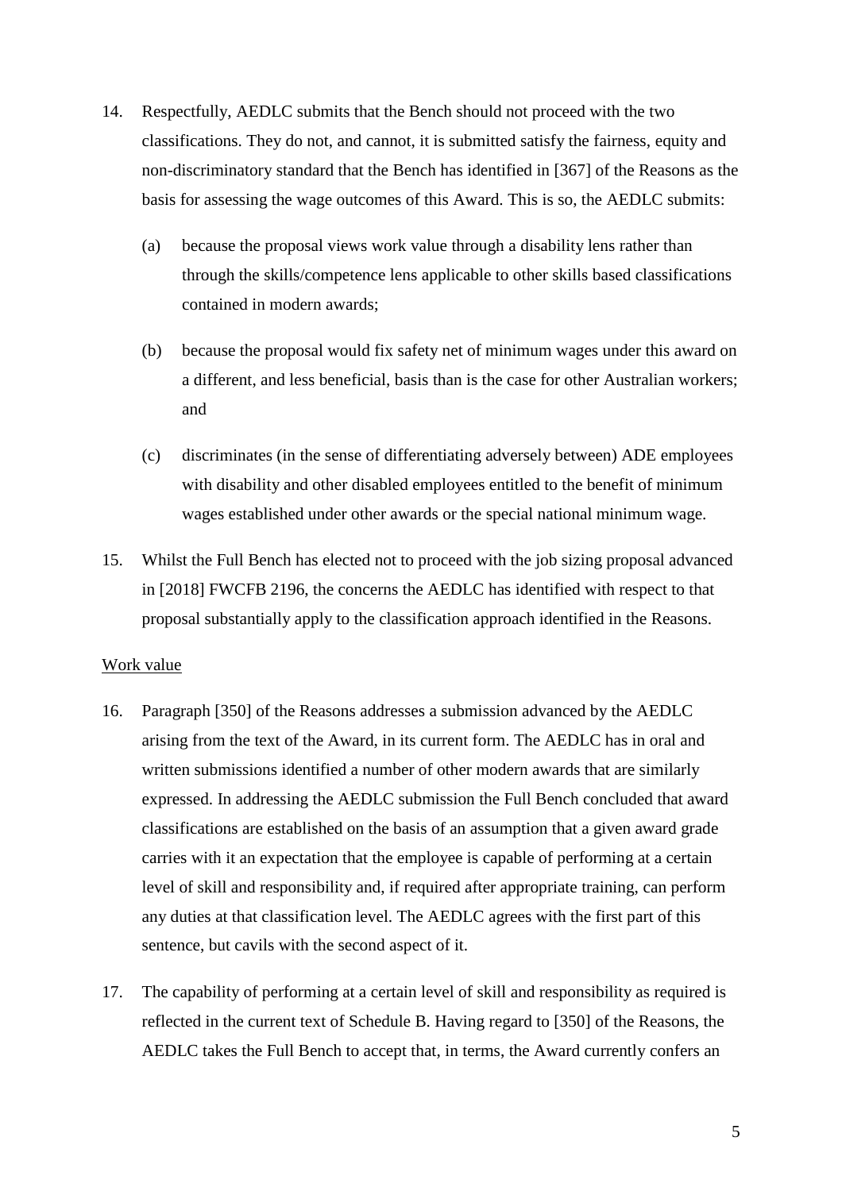14. Respectfully, AEDLC submits that the Bench should not proceed with the two classifications. They do not, and cannot, it is submitted satisfy the fairness, equity and non-discriminatory standard that the Bench has identified in [367] of the Reasons as the basis for assessing the wage outcomes of this Award. This is so, the AEDLC submits:

    (a) because the proposal views work value through a disability lens rather than through the skills/competence lens applicable to other skills based classifications contained in modern awards;

    (b) because the proposal would fix safety net of minimum wages under this award on a different, and less beneficial, basis than is the case for other Australian workers; and

    (c) discriminates (in the sense of differentiating adversely between) ADE employees with disability and other disabled employees entitled to the benefit of minimum wages established under other awards or the special national minimum wage.

15. Whilst the Full Bench has elected not to proceed with the job sizing proposal advanced in [2018] FWCFB 2196, the concerns the AEDLC has identified with respect to that proposal substantially apply to the classification approach identified in the Reasons.

<u>Work value</u>

16. Paragraph [350] of the Reasons addresses a submission advanced by the AEDLC arising from the text of the Award, in its current form. The AEDLC has in oral and written submissions identified a number of other modern awards that are similarly expressed. In addressing the AEDLC submission the Full Bench concluded that award classifications are established on the basis of an assumption that a given award grade carries with it an expectation that the employee is capable of performing at a certain level of skill and responsibility and, if required after appropriate training, can perform any duties at that classification level. The AEDLC agrees with the first part of this sentence, but cavils with the second aspect of it.

17. The capability of performing at a certain level of skill and responsibility as required is reflected in the current text of Schedule B. Having regard to [350] of the Reasons, the AEDLC takes the Full Bench to accept that, in terms, the Award currently confers an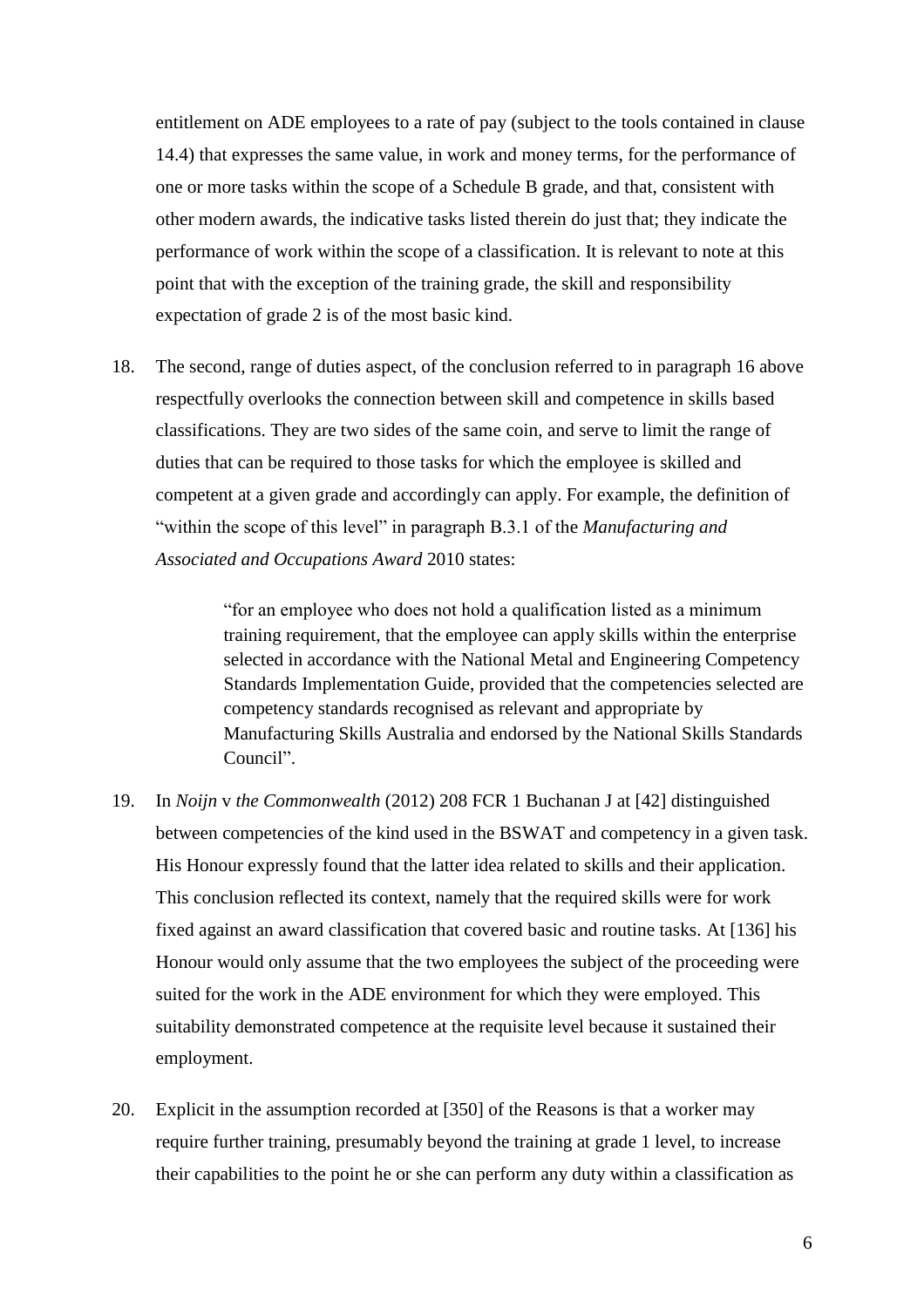entitlement on ADE employees to a rate of pay (subject to the tools contained in clause 14.4) that expresses the same value, in work and money terms, for the performance of one or more tasks within the scope of a Schedule B grade, and that, consistent with other modern awards, the indicative tasks listed therein do just that; they indicate the performance of work within the scope of a classification. It is relevant to note at this point that with the exception of the training grade, the skill and responsibility expectation of grade 2 is of the most basic kind.

18. The second, range of duties aspect, of the conclusion referred to in paragraph 16 above respectfully overlooks the connection between skill and competence in skills based classifications. They are two sides of the same coin, and serve to limit the range of duties that can be required to those tasks for which the employee is skilled and competent at a given grade and accordingly can apply. For example, the definition of "within the scope of this level" in paragraph B.3.1 of the *Manufacturing and Associated and Occupations Award* 2010 states:

> "for an employee who does not hold a qualification listed as a minimum training requirement, that the employee can apply skills within the enterprise selected in accordance with the National Metal and Engineering Competency Standards Implementation Guide, provided that the competencies selected are competency standards recognised as relevant and appropriate by Manufacturing Skills Australia and endorsed by the National Skills Standards Council".

19. In *Noijn* v *the Commonwealth* (2012) 208 FCR 1 Buchanan J at [42] distinguished between competencies of the kind used in the BSWAT and competency in a given task. His Honour expressly found that the latter idea related to skills and their application. This conclusion reflected its context, namely that the required skills were for work fixed against an award classification that covered basic and routine tasks. At [136] his Honour would only assume that the two employees the subject of the proceeding were suited for the work in the ADE environment for which they were employed. This suitability demonstrated competence at the requisite level because it sustained their employment.

20. Explicit in the assumption recorded at [350] of the Reasons is that a worker may require further training, presumably beyond the training at grade 1 level, to increase their capabilities to the point he or she can perform any duty within a classification as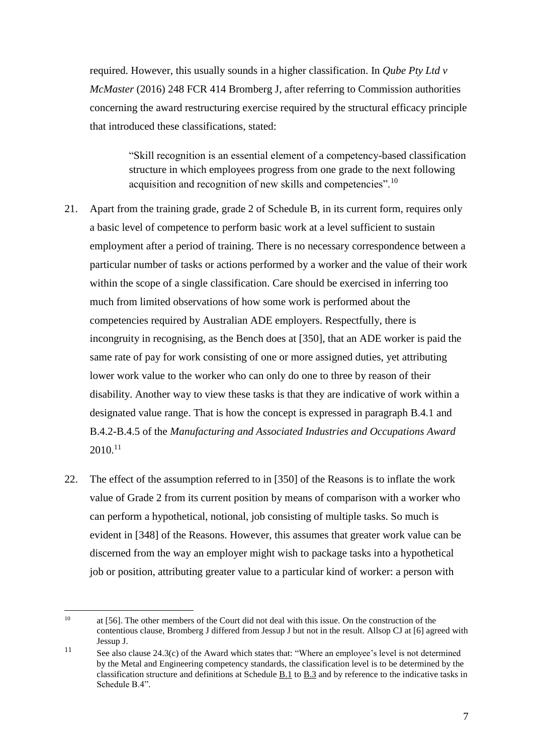required. However, this usually sounds in a higher classification. In *Qube Pty Ltd v McMaster* (2016) 248 FCR 414 Bromberg J, after referring to Commission authorities concerning the award restructuring exercise required by the structural efficacy principle that introduced these classifications, stated:

> "Skill recognition is an essential element of a competency-based classification structure in which employees progress from one grade to the next following acquisition and recognition of new skills and competencies".[10]

21. Apart from the training grade, grade 2 of Schedule B, in its current form, requires only a basic level of competence to perform basic work at a level sufficient to sustain employment after a period of training. There is no necessary correspondence between a particular number of tasks or actions performed by a worker and the value of their work within the scope of a single classification. Care should be exercised in inferring too much from limited observations of how some work is performed about the competencies required by Australian ADE employers. Respectfully, there is incongruity in recognising, as the Bench does at [350], that an ADE worker is paid the same rate of pay for work consisting of one or more assigned duties, yet attributing lower work value to the worker who can only do one to three by reason of their disability. Another way to view these tasks is that they are indicative of work within a designated value range. That is how the concept is expressed in paragraph B.4.1 and B.4.2-B.4.5 of the *Manufacturing and Associated Industries and Occupations Award 2010*.[11]

22. The effect of the assumption referred to in [350] of the Reasons is to inflate the work value of Grade 2 from its current position by means of comparison with a worker who can perform a hypothetical, notional, job consisting of multiple tasks. So much is evident in [348] of the Reasons. However, this assumes that greater work value can be discerned from the way an employer might wish to package tasks into a hypothetical job or position, attributing greater value to a particular kind of worker: a person with

---

[10] at [56]. The other members of the Court did not deal with this issue. On the construction of the contentious clause, Bromberg J differed from Jessup J but not in the result. Allsop CJ at [6] agreed with Jessup J.

[11] See also clause 24.3(c) of the Award which states that: "Where an employee's level is not determined by the Metal and Engineering competency standards, the classification level is to be determined by the classification structure and definitions at Schedule B.1 to B.3 and by reference to the indicative tasks in Schedule B.4".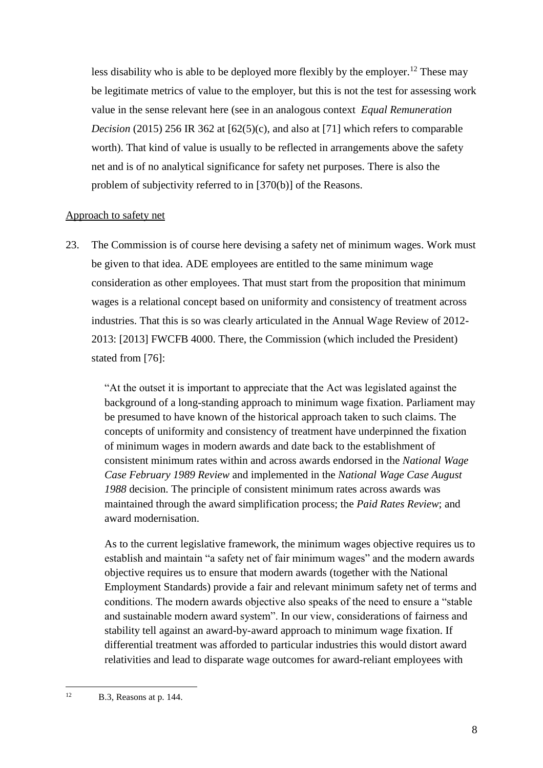less disability who is able to be deployed more flexibly by the employer.[12] These may be legitimate metrics of value to the employer, but this is not the test for assessing work value in the sense relevant here (see in an analogous context *Equal Remuneration Decision* (2015) 256 IR 362 at [62(5)(c), and also at [71] which refers to comparable worth). That kind of value is usually to be reflected in arrangements above the safety net and is of no analytical significance for safety net purposes. There is also the problem of subjectivity referred to in [370(b)] of the Reasons.

<u>Approach to safety net</u>

23. The Commission is of course here devising a safety net of minimum wages. Work must be given to that idea. ADE employees are entitled to the same minimum wage consideration as other employees. That must start from the proposition that minimum wages is a relational concept based on uniformity and consistency of treatment across industries. That this is so was clearly articulated in the Annual Wage Review of 2012-2013: [2013] FWCFB 4000. There, the Commission (which included the President) stated from [76]:

> "At the outset it is important to appreciate that the Act was legislated against the background of a long-standing approach to minimum wage fixation. Parliament may be presumed to have known of the historical approach taken to such claims. The concepts of uniformity and consistency of treatment have underpinned the fixation of minimum wages in modern awards and date back to the establishment of consistent minimum rates within and across awards endorsed in the *National Wage Case February 1989 Review* and implemented in the *National Wage Case August 1988* decision. The principle of consistent minimum rates across awards was maintained through the award simplification process; the *Paid Rates Review*; and award modernisation.
>
> As to the current legislative framework, the minimum wages objective requires us to establish and maintain "a safety net of fair minimum wages" and the modern awards objective requires us to ensure that modern awards (together with the National Employment Standards) provide a fair and relevant minimum safety net of terms and conditions. The modern awards objective also speaks of the need to ensure a "stable and sustainable modern award system". In our view, considerations of fairness and stability tell against an award-by-award approach to minimum wage fixation. If differential treatment was afforded to particular industries this would distort award relativities and lead to disparate wage outcomes for award-reliant employees with

[12] B.3, Reasons at p. 144.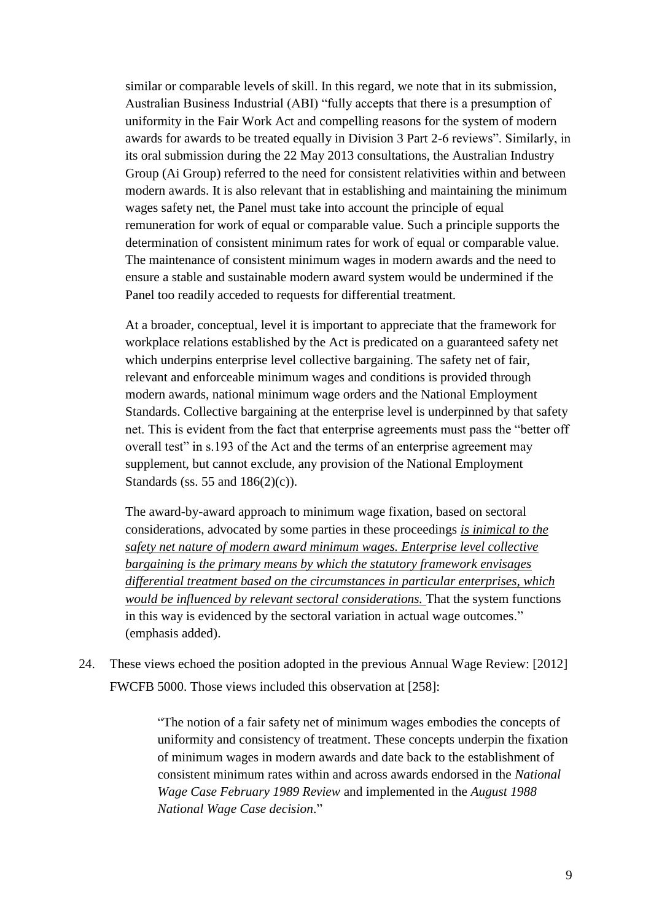similar or comparable levels of skill. In this regard, we note that in its submission, Australian Business Industrial (ABI) "fully accepts that there is a presumption of uniformity in the Fair Work Act and compelling reasons for the system of modern awards for awards to be treated equally in Division 3 Part 2-6 reviews". Similarly, in its oral submission during the 22 May 2013 consultations, the Australian Industry Group (Ai Group) referred to the need for consistent relativities within and between modern awards. It is also relevant that in establishing and maintaining the minimum wages safety net, the Panel must take into account the principle of equal remuneration for work of equal or comparable value. Such a principle supports the determination of consistent minimum rates for work of equal or comparable value. The maintenance of consistent minimum wages in modern awards and the need to ensure a stable and sustainable modern award system would be undermined if the Panel too readily acceded to requests for differential treatment.

> At a broader, conceptual, level it is important to appreciate that the framework for workplace relations established by the Act is predicated on a guaranteed safety net which underpins enterprise level collective bargaining. The safety net of fair, relevant and enforceable minimum wages and conditions is provided through modern awards, national minimum wage orders and the National Employment Standards. Collective bargaining at the enterprise level is underpinned by that safety net. This is evident from the fact that enterprise agreements must pass the "better off overall test" in s.193 of the Act and the terms of an enterprise agreement may supplement, but cannot exclude, any provision of the National Employment Standards (ss. 55 and 186(2)(c)).
>
> The award-by-award approach to minimum wage fixation, based on sectoral considerations, advocated by some parties in these proceedings ***is inimical to the safety net nature of modern award minimum wages. Enterprise level collective bargaining is the primary means by which the statutory framework envisages differential treatment based on the circumstances in particular enterprises, which would be influenced by relevant sectoral considerations.*** That the system functions in this way is evidenced by the sectoral variation in actual wage outcomes." (emphasis added).

24. These views echoed the position adopted in the previous Annual Wage Review: [2012] FWCFB 5000. Those views included this observation at [258]:

> "The notion of a fair safety net of minimum wages embodies the concepts of uniformity and consistency of treatment. These concepts underpin the fixation of minimum wages in modern awards and date back to the establishment of consistent minimum rates within and across awards endorsed in the *National Wage Case February 1989 Review* and implemented in the *August 1988 National Wage Case decision*."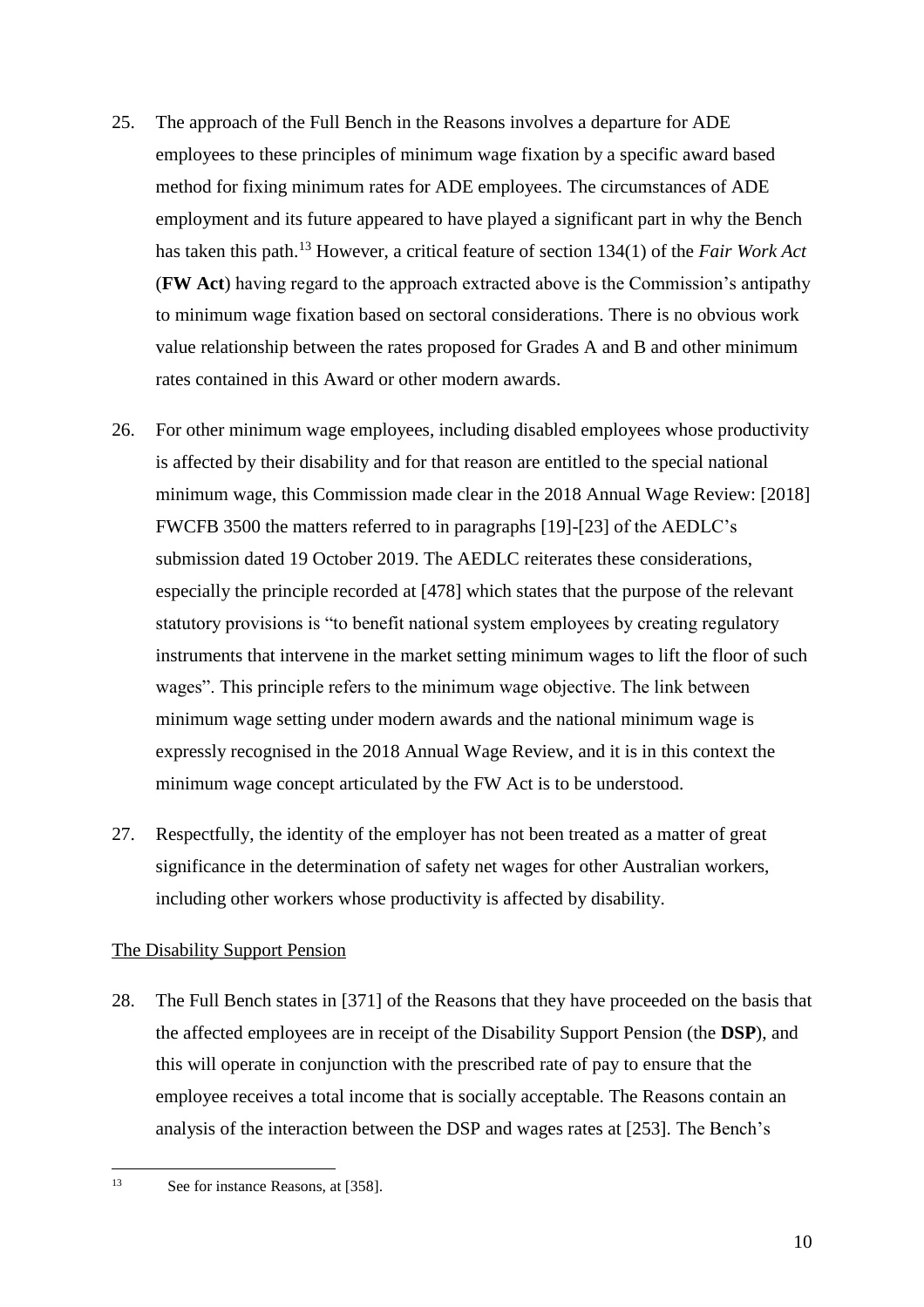25. The approach of the Full Bench in the Reasons involves a departure for ADE employees to these principles of minimum wage fixation by a specific award based method for fixing minimum rates for ADE employees. The circumstances of ADE employment and its future appeared to have played a significant part in why the Bench has taken this path.[13] However, a critical feature of section 134(1) of the *Fair Work Act* (**FW Act**) having regard to the approach extracted above is the Commission's antipathy to minimum wage fixation based on sectoral considerations. There is no obvious work value relationship between the rates proposed for Grades A and B and other minimum rates contained in this Award or other modern awards.

26. For other minimum wage employees, including disabled employees whose productivity is affected by their disability and for that reason are entitled to the special national minimum wage, this Commission made clear in the 2018 Annual Wage Review: [2018] FWCFB 3500 the matters referred to in paragraphs [19]-[23] of the AEDLC's submission dated 19 October 2019. The AEDLC reiterates these considerations, especially the principle recorded at [478] which states that the purpose of the relevant statutory provisions is "to benefit national system employees by creating regulatory instruments that intervene in the market setting minimum wages to lift the floor of such wages". This principle refers to the minimum wage objective. The link between minimum wage setting under modern awards and the national minimum wage is expressly recognised in the 2018 Annual Wage Review, and it is in this context the minimum wage concept articulated by the FW Act is to be understood.

27. Respectfully, the identity of the employer has not been treated as a matter of great significance in the determination of safety net wages for other Australian workers, including other workers whose productivity is affected by disability.

## The Disability Support Pension

28. The Full Bench states in [371] of the Reasons that they have proceeded on the basis that the affected employees are in receipt of the Disability Support Pension (the **DSP**), and this will operate in conjunction with the prescribed rate of pay to ensure that the employee receives a total income that is socially acceptable. The Reasons contain an analysis of the interaction between the DSP and wages rates at [253]. The Bench's

---

[13] See for instance Reasons, at [358].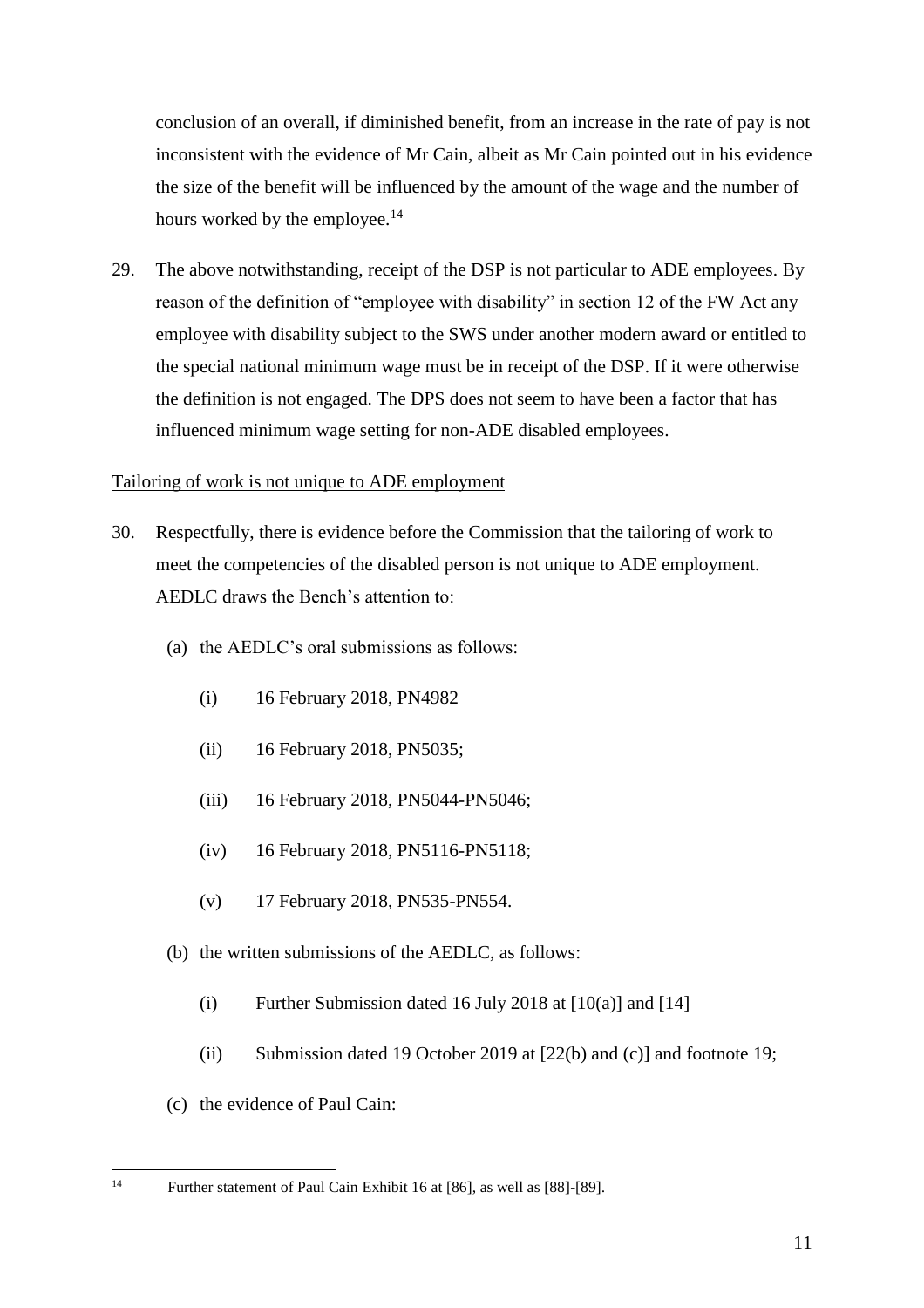conclusion of an overall, if diminished benefit, from an increase in the rate of pay is not inconsistent with the evidence of Mr Cain, albeit as Mr Cain pointed out in his evidence the size of the benefit will be influenced by the amount of the wage and the number of hours worked by the employee.[14]

29. The above notwithstanding, receipt of the DSP is not particular to ADE employees. By reason of the definition of "employee with disability" in section 12 of the FW Act any employee with disability subject to the SWS under another modern award or entitled to the special national minimum wage must be in receipt of the DSP. If it were otherwise the definition is not engaged. The DPS does not seem to have been a factor that has influenced minimum wage setting for non-ADE disabled employees.

<u>Tailoring of work is not unique to ADE employment</u>

30. Respectfully, there is evidence before the Commission that the tailoring of work to meet the competencies of the disabled person is not unique to ADE employment. AEDLC draws the Bench's attention to:

    (a) the AEDLC's oral submissions as follows:

        (i) 16 February 2018, PN4982

        (ii) 16 February 2018, PN5035;

        (iii) 16 February 2018, PN5044-PN5046;

        (iv) 16 February 2018, PN5116-PN5118;

        (v) 17 February 2018, PN535-PN554.

    (b) the written submissions of the AEDLC, as follows:

        (i) Further Submission dated 16 July 2018 at [10(a)] and [14]

        (ii) Submission dated 19 October 2019 at [22(b) and (c)] and footnote 19;

    (c) the evidence of Paul Cain:

---

[14] Further statement of Paul Cain Exhibit 16 at [86], as well as [88]-[89].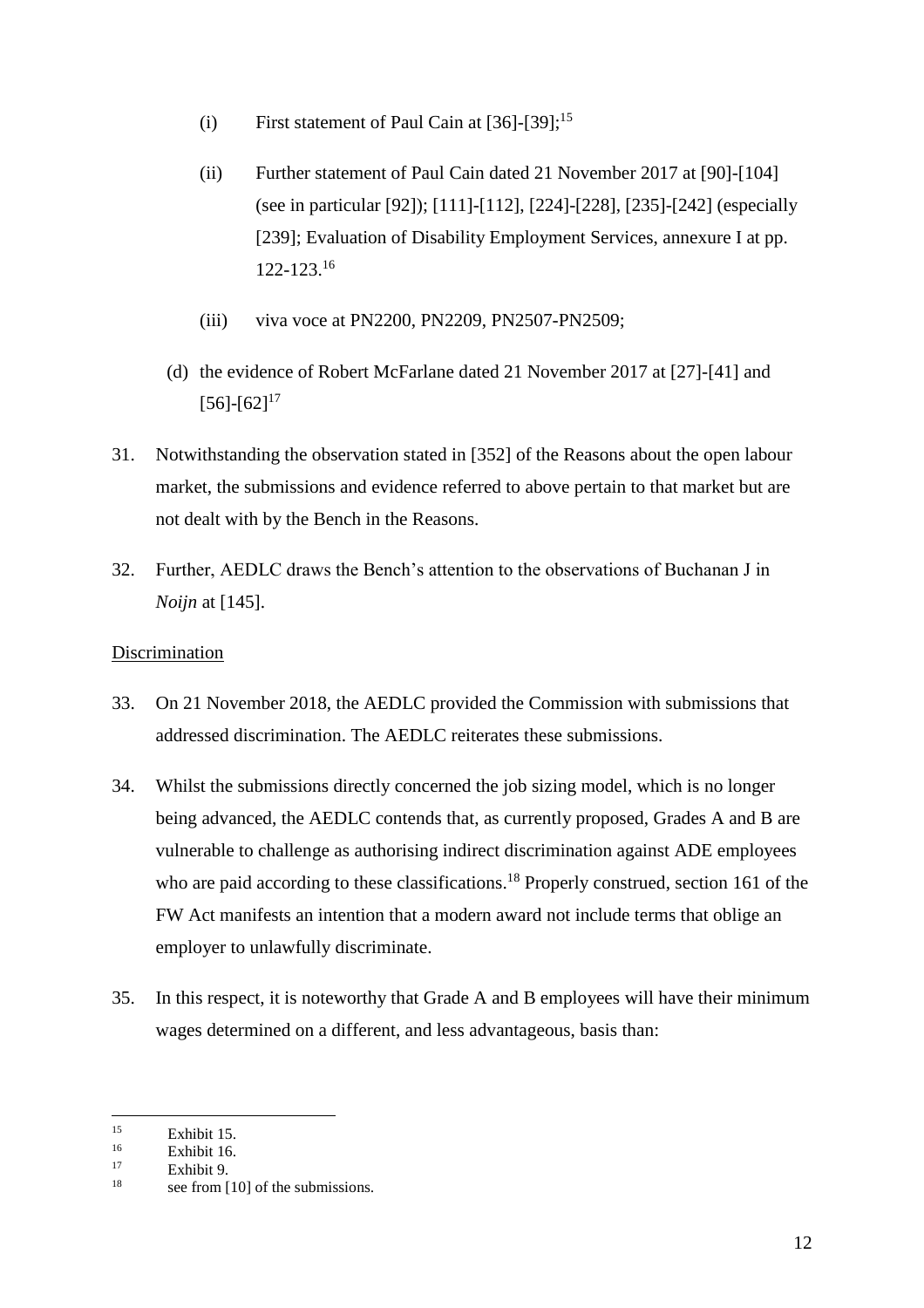(i) First statement of Paul Cain at [36]-[39];[15]

(ii) Further statement of Paul Cain dated 21 November 2017 at [90]-[104] (see in particular [92]); [111]-[112], [224]-[228], [235]-[242] (especially [239]; Evaluation of Disability Employment Services, annexure I at pp. 122-123.[16]

(iii) viva voce at PN2200, PN2209, PN2507-PN2509;

(d) the evidence of Robert McFarlane dated 21 November 2017 at [27]-[41] and [56]-[62][17]

31. Notwithstanding the observation stated in [352] of the Reasons about the open labour market, the submissions and evidence referred to above pertain to that market but are not dealt with by the Bench in the Reasons.

32. Further, AEDLC draws the Bench's attention to the observations of Buchanan J in *Noijn* at [145].

<u>Discrimination</u>

33. On 21 November 2018, the AEDLC provided the Commission with submissions that addressed discrimination. The AEDLC reiterates these submissions.

34. Whilst the submissions directly concerned the job sizing model, which is no longer being advanced, the AEDLC contends that, as currently proposed, Grades A and B are vulnerable to challenge as authorising indirect discrimination against ADE employees who are paid according to these classifications.[18] Properly construed, section 161 of the FW Act manifests an intention that a modern award not include terms that oblige an employer to unlawfully discriminate.

35. In this respect, it is noteworthy that Grade A and B employees will have their minimum wages determined on a different, and less advantageous, basis than:

---

[15] Exhibit 15.

[16] Exhibit 16.

[17] Exhibit 9.

[18] see from [10] of the submissions.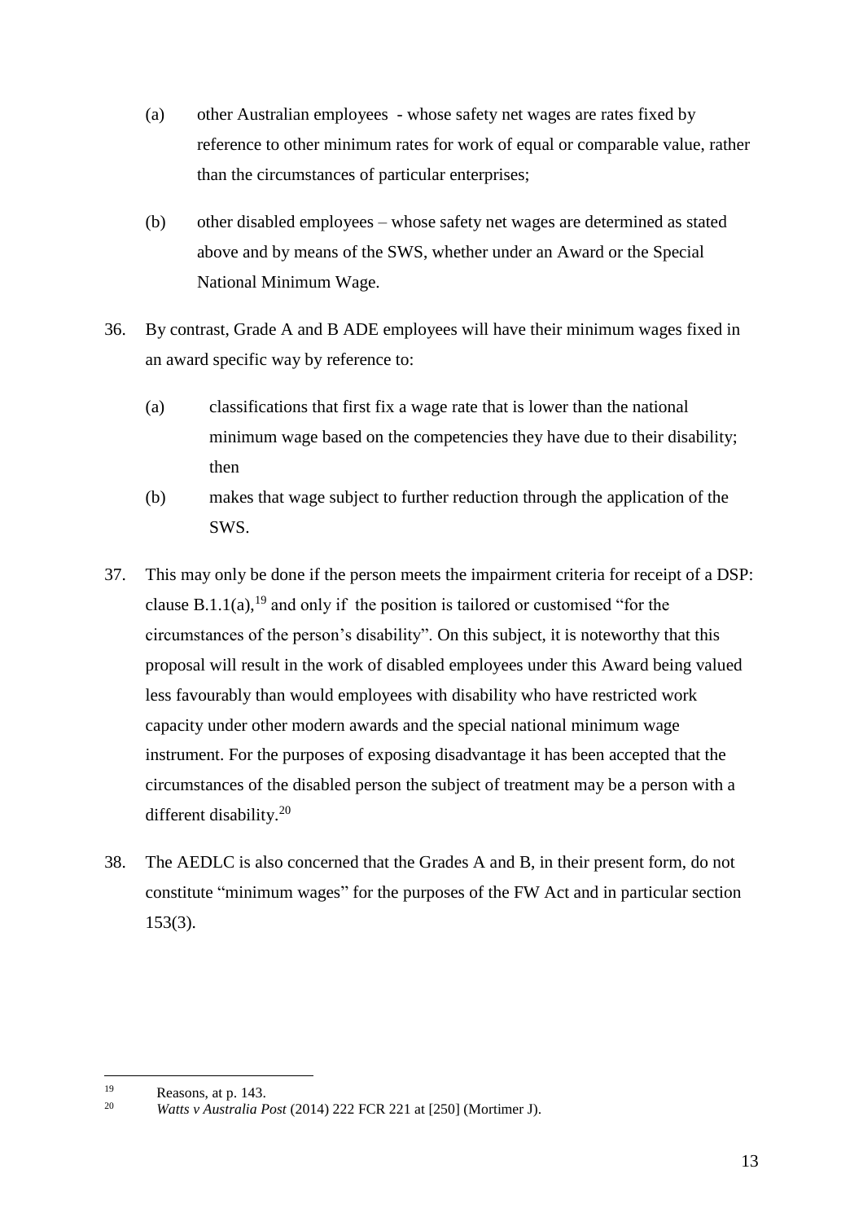(a) other Australian employees - whose safety net wages are rates fixed by reference to other minimum rates for work of equal or comparable value, rather than the circumstances of particular enterprises;

(b) other disabled employees – whose safety net wages are determined as stated above and by means of the SWS, whether under an Award or the Special National Minimum Wage.

36. By contrast, Grade A and B ADE employees will have their minimum wages fixed in an award specific way by reference to:

    (a) classifications that first fix a wage rate that is lower than the national minimum wage based on the competencies they have due to their disability; then

    (b) makes that wage subject to further reduction through the application of the SWS.

37. This may only be done if the person meets the impairment criteria for receipt of a DSP: clause B.1.1(a),[19] and only if the position is tailored or customised "for the circumstances of the person's disability". On this subject, it is noteworthy that this proposal will result in the work of disabled employees under this Award being valued less favourably than would employees with disability who have restricted work capacity under other modern awards and the special national minimum wage instrument. For the purposes of exposing disadvantage it has been accepted that the circumstances of the disabled person the subject of treatment may be a person with a different disability.[20]

38. The AEDLC is also concerned that the Grades A and B, in their present form, do not constitute "minimum wages" for the purposes of the FW Act and in particular section 153(3).

---

[19] Reasons, at p. 143.

[20] *Watts v Australia Post* (2014) 222 FCR 221 at [250] (Mortimer J).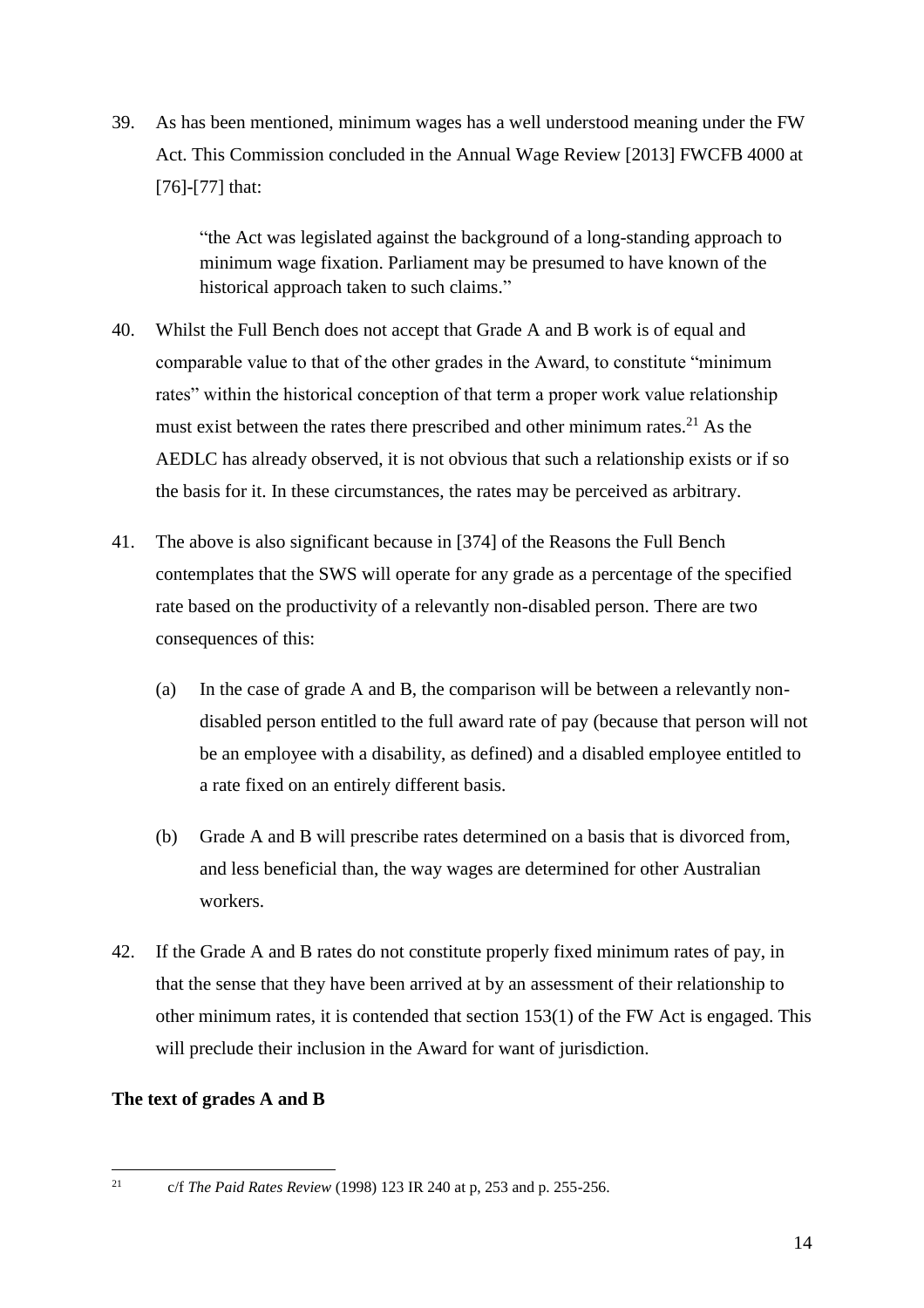39. As has been mentioned, minimum wages has a well understood meaning under the FW Act. This Commission concluded in the Annual Wage Review [2013] FWCFB 4000 at [76]-[77] that:

> "the Act was legislated against the background of a long-standing approach to minimum wage fixation. Parliament may be presumed to have known of the historical approach taken to such claims."

40. Whilst the Full Bench does not accept that Grade A and B work is of equal and comparable value to that of the other grades in the Award, to constitute "minimum rates" within the historical conception of that term a proper work value relationship must exist between the rates there prescribed and other minimum rates.[21] As the AEDLC has already observed, it is not obvious that such a relationship exists or if so the basis for it. In these circumstances, the rates may be perceived as arbitrary.

41. The above is also significant because in [374] of the Reasons the Full Bench contemplates that the SWS will operate for any grade as a percentage of the specified rate based on the productivity of a relevantly non-disabled person. There are two consequences of this:

    (a) In the case of grade A and B, the comparison will be between a relevantly non-disabled person entitled to the full award rate of pay (because that person will not be an employee with a disability, as defined) and a disabled employee entitled to a rate fixed on an entirely different basis.

    (b) Grade A and B will prescribe rates determined on a basis that is divorced from, and less beneficial than, the way wages are determined for other Australian workers.

42. If the Grade A and B rates do not constitute properly fixed minimum rates of pay, in that the sense that they have been arrived at by an assessment of their relationship to other minimum rates, it is contended that section 153(1) of the FW Act is engaged. This will preclude their inclusion in the Award for want of jurisdiction.

**The text of grades A and B**

---

[21] c/f *The Paid Rates Review* (1998) 123 IR 240 at p, 253 and p. 255-256.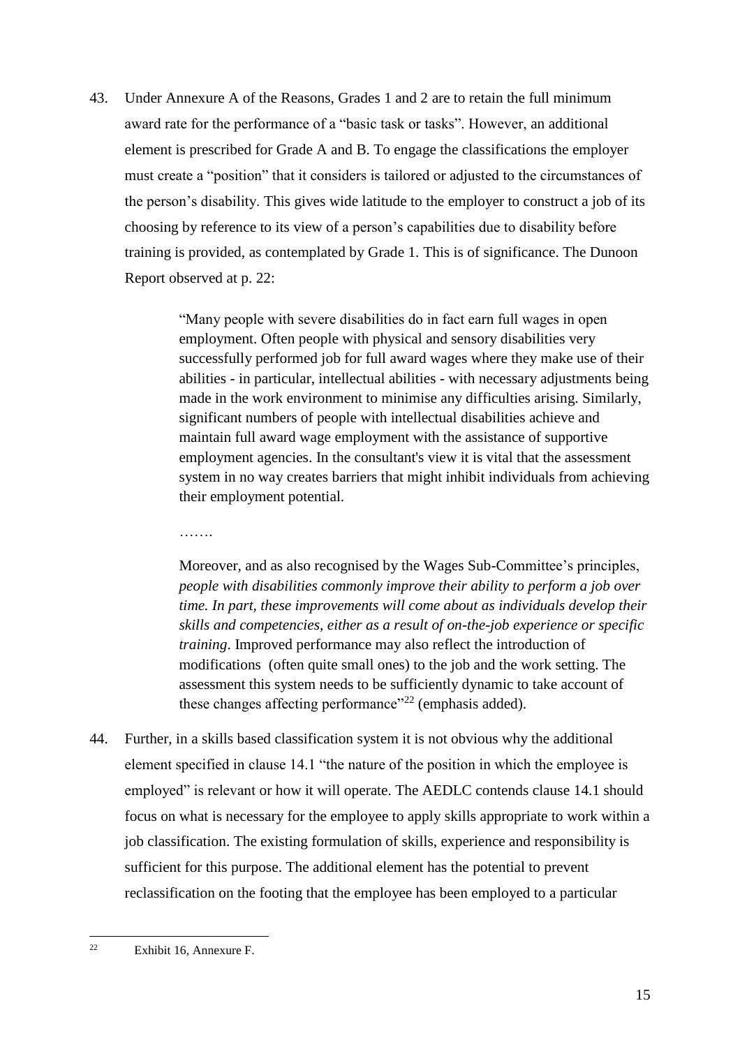43. Under Annexure A of the Reasons, Grades 1 and 2 are to retain the full minimum award rate for the performance of a "basic task or tasks". However, an additional element is prescribed for Grade A and B. To engage the classifications the employer must create a "position" that it considers is tailored or adjusted to the circumstances of the person's disability. This gives wide latitude to the employer to construct a job of its choosing by reference to its view of a person's capabilities due to disability before training is provided, as contemplated by Grade 1. This is of significance. The Dunoon Report observed at p. 22:

> "Many people with severe disabilities do in fact earn full wages in open employment. Often people with physical and sensory disabilities very successfully performed job for full award wages where they make use of their abilities - in particular, intellectual abilities - with necessary adjustments being made in the work environment to minimise any difficulties arising. Similarly, significant numbers of people with intellectual disabilities achieve and maintain full award wage employment with the assistance of supportive employment agencies. In the consultant's view it is vital that the assessment system in no way creates barriers that might inhibit individuals from achieving their employment potential.
>
> …….
>
> Moreover, and as also recognised by the Wages Sub-Committee's principles, *people with disabilities commonly improve their ability to perform a job over time. In part, these improvements will come about as individuals develop their skills and competencies, either as a result of on-the-job experience or specific training*. Improved performance may also reflect the introduction of modifications (often quite small ones) to the job and the work setting. The assessment this system needs to be sufficiently dynamic to take account of these changes affecting performance"[22] (emphasis added).

44. Further, in a skills based classification system it is not obvious why the additional element specified in clause 14.1 "the nature of the position in which the employee is employed" is relevant or how it will operate. The AEDLC contends clause 14.1 should focus on what is necessary for the employee to apply skills appropriate to work within a job classification. The existing formulation of skills, experience and responsibility is sufficient for this purpose. The additional element has the potential to prevent reclassification on the footing that the employee has been employed to a particular

[22] Exhibit 16, Annexure F.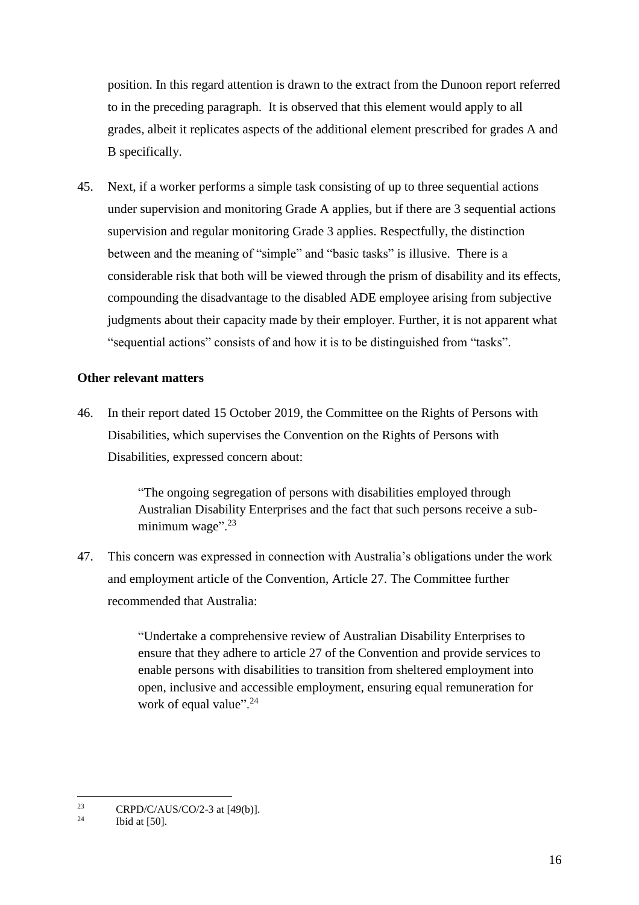position. In this regard attention is drawn to the extract from the Dunoon report referred to in the preceding paragraph. It is observed that this element would apply to all grades, albeit it replicates aspects of the additional element prescribed for grades A and B specifically.

45. Next, if a worker performs a simple task consisting of up to three sequential actions under supervision and monitoring Grade A applies, but if there are 3 sequential actions supervision and regular monitoring Grade 3 applies. Respectfully, the distinction between and the meaning of "simple" and "basic tasks" is illusive. There is a considerable risk that both will be viewed through the prism of disability and its effects, compounding the disadvantage to the disabled ADE employee arising from subjective judgments about their capacity made by their employer. Further, it is not apparent what "sequential actions" consists of and how it is to be distinguished from "tasks".

**Other relevant matters**

46. In their report dated 15 October 2019, the Committee on the Rights of Persons with Disabilities, which supervises the Convention on the Rights of Persons with Disabilities, expressed concern about:

> "The ongoing segregation of persons with disabilities employed through Australian Disability Enterprises and the fact that such persons receive a sub-minimum wage".[23]

47. This concern was expressed in connection with Australia's obligations under the work and employment article of the Convention, Article 27. The Committee further recommended that Australia:

> "Undertake a comprehensive review of Australian Disability Enterprises to ensure that they adhere to article 27 of the Convention and provide services to enable persons with disabilities to transition from sheltered employment into open, inclusive and accessible employment, ensuring equal remuneration for work of equal value".[24]

---

[23] CRPD/C/AUS/CO/2-3 at [49(b)].

[24] Ibid at [50].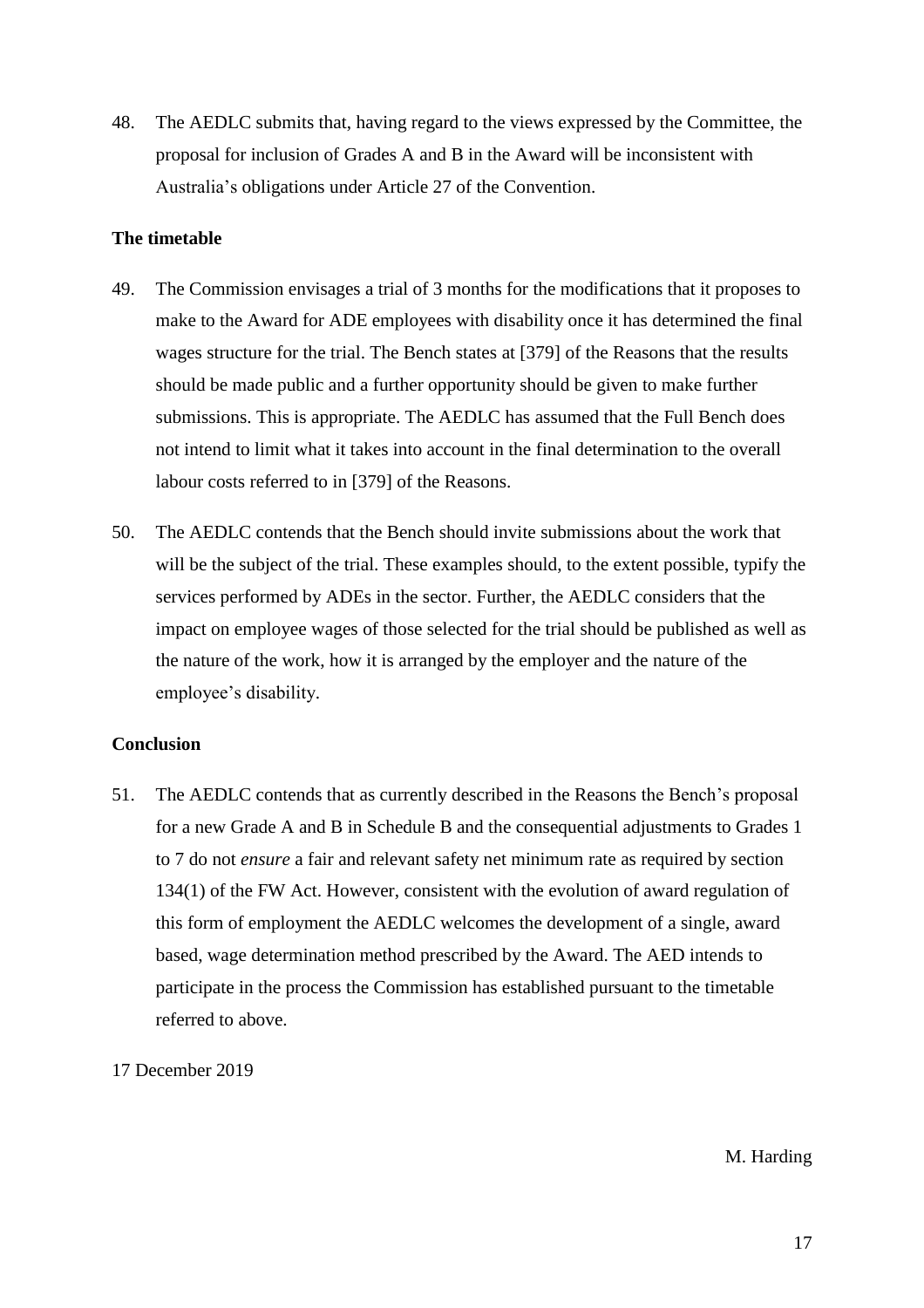48. The AEDLC submits that, having regard to the views expressed by the Committee, the proposal for inclusion of Grades A and B in the Award will be inconsistent with Australia's obligations under Article 27 of the Convention.

**The timetable**

49. The Commission envisages a trial of 3 months for the modifications that it proposes to make to the Award for ADE employees with disability once it has determined the final wages structure for the trial. The Bench states at [379] of the Reasons that the results should be made public and a further opportunity should be given to make further submissions. This is appropriate. The AEDLC has assumed that the Full Bench does not intend to limit what it takes into account in the final determination to the overall labour costs referred to in [379] of the Reasons.

50. The AEDLC contends that the Bench should invite submissions about the work that will be the subject of the trial. These examples should, to the extent possible, typify the services performed by ADEs in the sector. Further, the AEDLC considers that the impact on employee wages of those selected for the trial should be published as well as the nature of the work, how it is arranged by the employer and the nature of the employee's disability.

**Conclusion**

51. The AEDLC contends that as currently described in the Reasons the Bench's proposal for a new Grade A and B in Schedule B and the consequential adjustments to Grades 1 to 7 do not *ensure* a fair and relevant safety net minimum rate as required by section 134(1) of the FW Act. However, consistent with the evolution of award regulation of this form of employment the AEDLC welcomes the development of a single, award based, wage determination method prescribed by the Award. The AED intends to participate in the process the Commission has established pursuant to the timetable referred to above.

17 December 2019

M. Harding